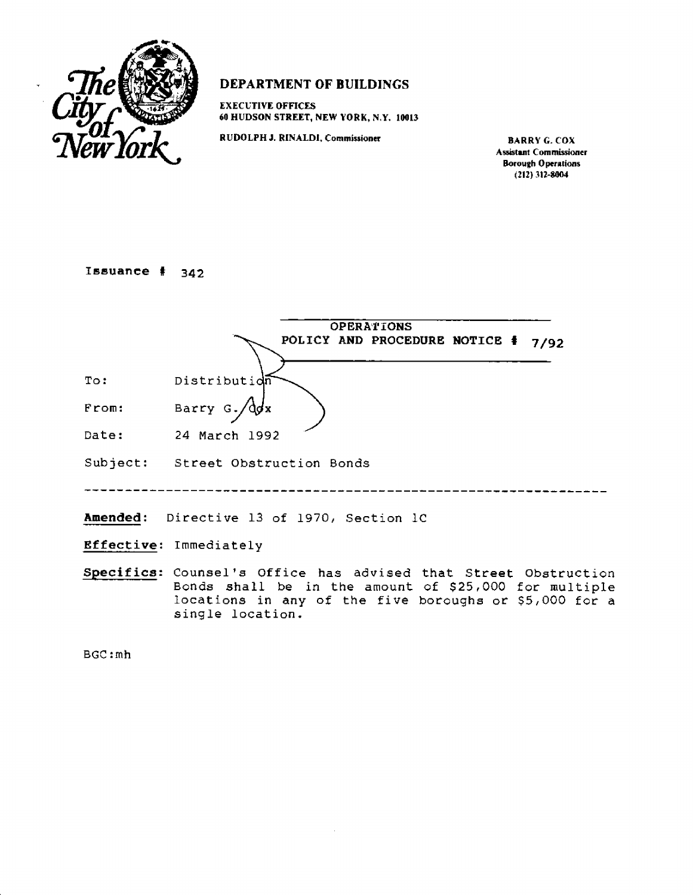The City of New York

**DEPARTMENT OF BUILDINGS**

**EXECUTIVE OFFICES**
**60 HUDSON STREET, NEW YORK, N.Y. 10013**

**RUDOLPH J. RINALDI, Commissioner**

**BARRY G. COX**
**Assistant Commissioner**
**Borough Operations**
**(212) 312-8004**

Issuance # 342

**OPERATIONS**
**POLICY AND PROCEDURE NOTICE # 7/92**

To: Distribution

From: Barry G. Cox

Date: 24 March 1992

Subject: Street Obstruction Bonds

---

**Amended:** Directive 13 of 1970, Section 1C

**Effective:** Immediately

**Specifics:** Counsel's Office has advised that Street Obstruction Bonds shall be in the amount of $25,000 for multiple locations in any of the five boroughs or $5,000 for a single location.

BGC:mh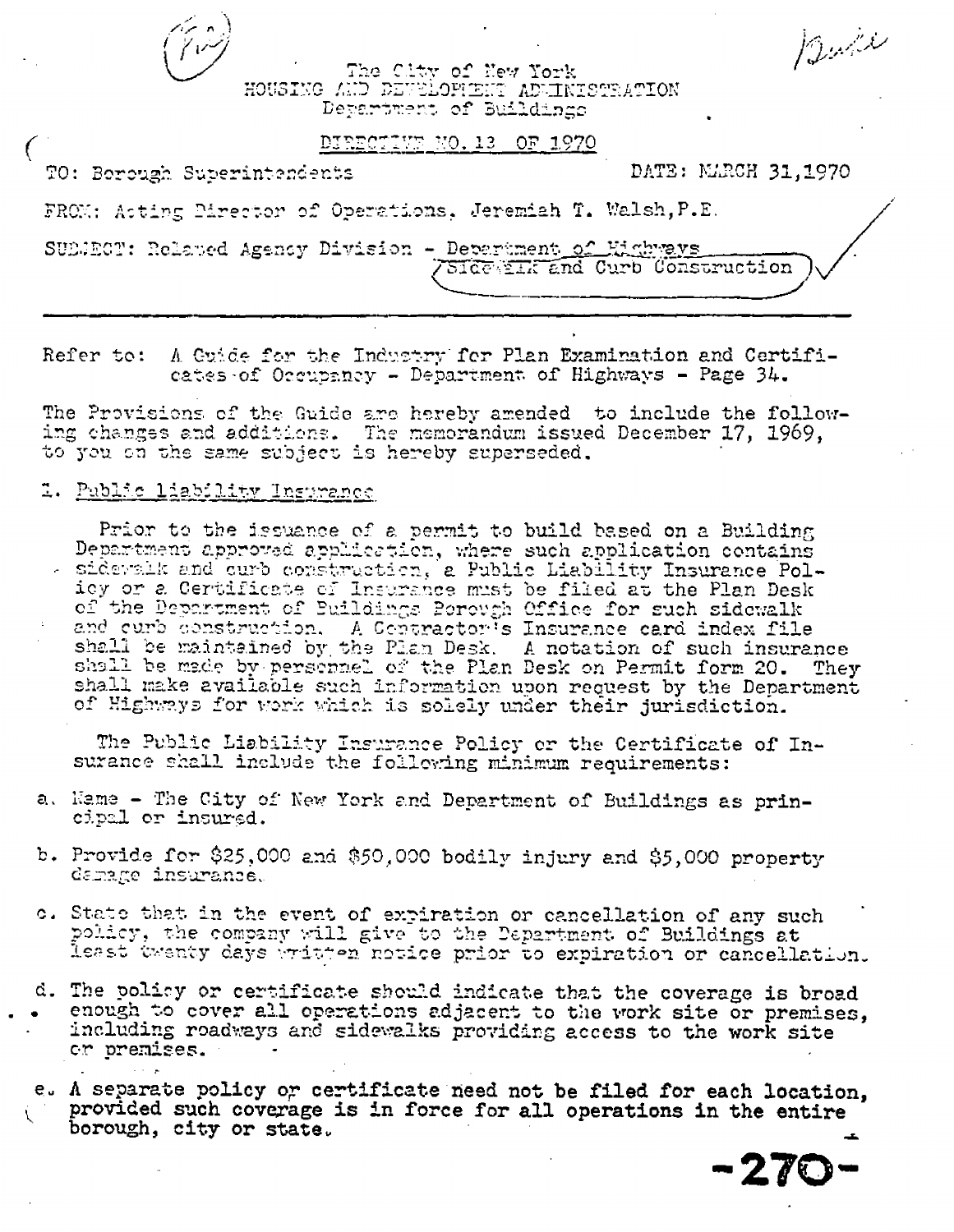The City of New York
HOUSING AND DEVELOPMENT ADMINISTRATION
Department of Buildings

DIRECTIVE NO. 13 OF 1970

TO: Borough Superintendents

DATE: MARCH 31,1970

FROM: Acting Director of Operations, Jeremiah T. Walsh, P.E.

SUBJECT: Related Agency Division - Department of Highways
Sidewalk and Curb Construction

---

Refer to: A Guide for the Industry for Plan Examination and Certificates of Occupancy - Department of Highways - Page 34.

The Provisions of the Guide are hereby amended to include the following changes and additions. The memorandum issued December 17, 1969, to you on the same subject is hereby superseded.

1. Public Liability Insurance

Prior to the issuance of a permit to build based on a Building Department approved application, where such application contains sidewalk and curb construction, a Public Liability Insurance Policy or a Certificate of Insurance must be filed at the Plan Desk of the Department of Buildings Borough Office for such sidewalk and curb construction. A Contractor's Insurance card index file shall be maintained by the Plan Desk. A notation of such insurance shall be made by personnel of the Plan Desk on Permit form 20. They shall make available such information upon request by the Department of Highways for work which is solely under their jurisdiction.

The Public Liability Insurance Policy or the Certificate of Insurance shall include the following minimum requirements:

a. Name - The City of New York and Department of Buildings as principal or insured.

b. Provide for $25,000 and $50,000 bodily injury and $5,000 property damage insurance.

c. State that in the event of expiration or cancellation of any such policy, the company will give to the Department of Buildings at least twenty days written notice prior to expiration or cancellation.

d. The policy or certificate should indicate that the coverage is broad enough to cover all operations adjacent to the work site or premises, including roadways and sidewalks providing access to the work site or premises.

e. A separate policy or certificate need not be filed for each location, provided such coverage is in force for all operations in the entire borough, city or state.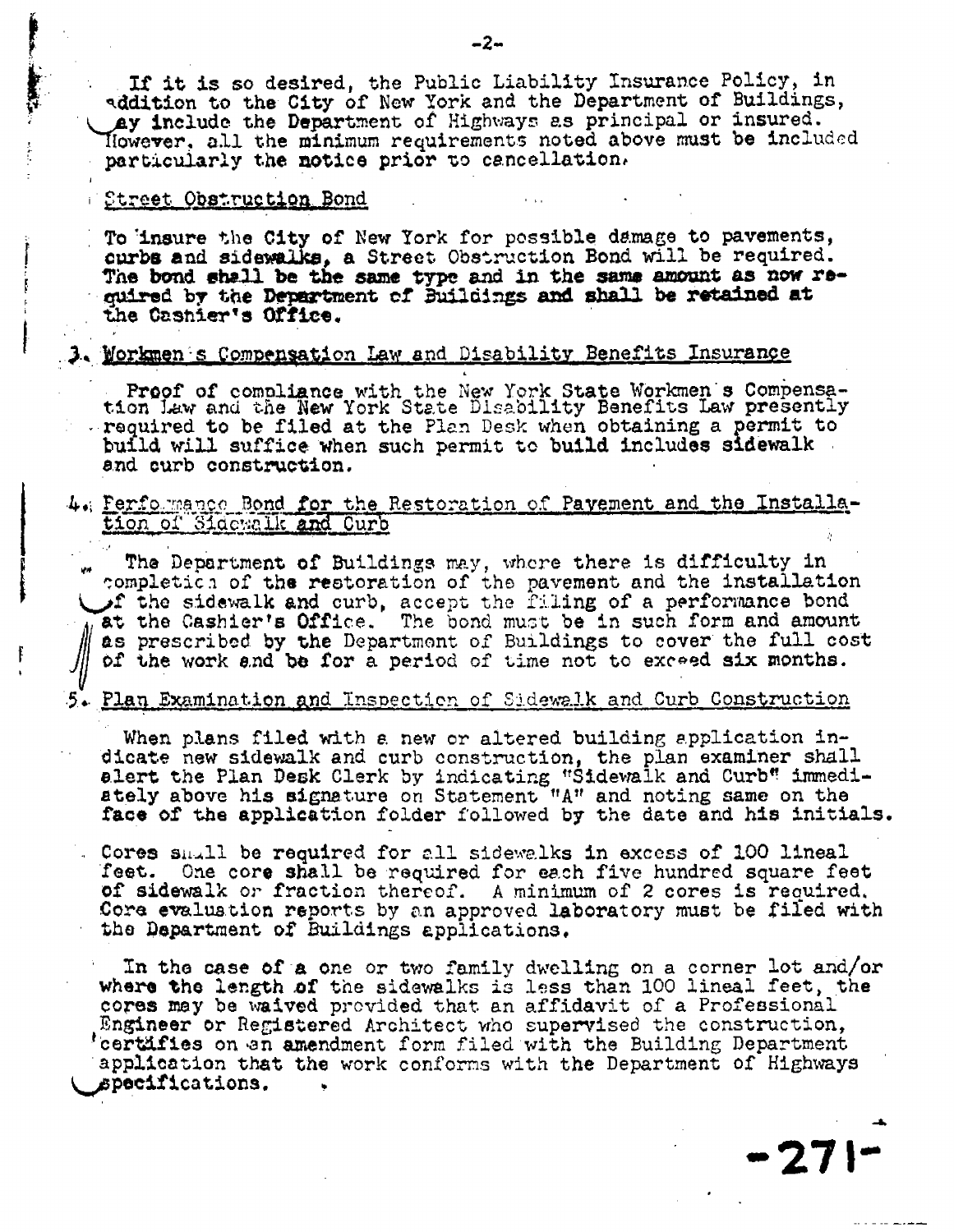If it is so desired, the Public Liability Insurance Policy, in addition to the City of New York and the Department of Buildings, may include the Department of Highways as principal or insured. However, all the minimum requirements noted above must be included particularly the notice prior to cancellation.

Street Obstruction Bond

To insure the City of New York for possible damage to pavements, curbs and sidewalks, a Street Obstruction Bond will be required. **The bond shall be the same type and in the same amount as now required by the Department of Buildings and shall be retained at the Cashier's Office.**

3. Workmen's Compensation Law and Disability Benefits Insurance

Proof of compliance with the New York State Workmen's Compensation Law and the New York State Disability Benefits Law presently required to be filed at the Plan Desk when obtaining a permit to build will suffice when such permit to build includes sidewalk and curb construction.

4. Performance Bond for the Restoration of Pavement and the Installation of Sidewalk and Curb

The Department of Buildings may, where there is difficulty in completion of the restoration of the pavement and the installation of the sidewalk and curb, accept the filing of a performance bond at the Cashier's Office. The bond must be in such form and amount as prescribed by the Department of Buildings to cover the full cost of the work and be for a period of time not to exceed six months.

5. Plan Examination and Inspection of Sidewalk and Curb Construction

When plans filed with a new or altered building application indicate new sidewalk and curb construction, the plan examiner shall alert the Plan Desk Clerk by indicating "Sidewalk and Curb" immediately above his signature on Statement "A" and noting same on the face of the application folder followed by the date and his initials.

Cores shall be required for all sidewalks in excess of 100 lineal feet. One core shall be required for each five hundred square feet of sidewalk or fraction thereof. A minimum of 2 cores is required. Core evaluation reports by an approved laboratory must be filed with the Department of Buildings applications.

In the case of a one or two family dwelling on a corner lot and/or where the length of the sidewalks is less than 100 lineal feet, the cores may be waived provided that an affidavit of a Professional Engineer or Registered Architect who supervised the construction, certifies on an amendment form filed with the Building Department application that the work conforms with the Department of Highways specifications.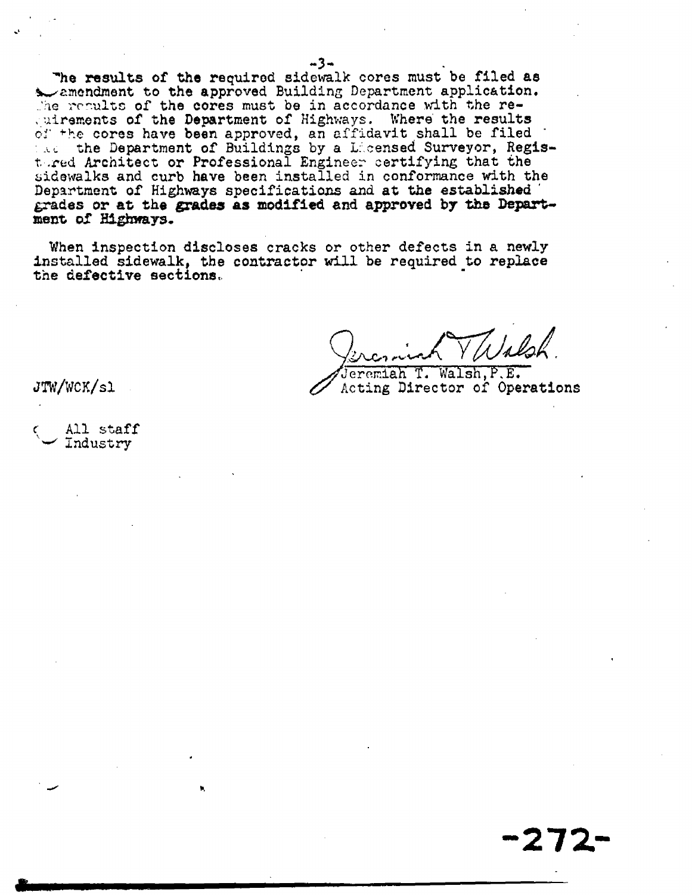The results of the required sidewalk cores must be filed as an amendment to the approved Building Department application. The results of the cores must be in accordance with the requirements of the Department of Highways. Where the results of the cores have been approved, an affidavit shall be filed with the Department of Buildings by a Licensed Surveyor, Registered Architect or Professional Engineer certifying that the sidewalks and curb have been installed in conformance with the Department of Highways specifications and at the established grades or at the grades as modified and approved by the Department of Highways.

When inspection discloses cracks or other defects in a newly installed sidewalk, the contractor will be required to replace the defective sections.

Jeremiah T. Walsh, P.E.
Acting Director of Operations

JTW/WCK/sl

c All staff
Industry